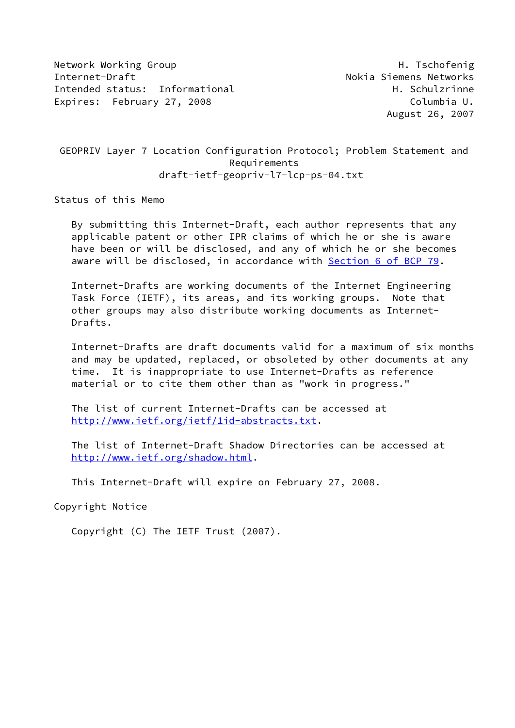Network Working Group H. Tschofenig
Internet-Draft Nokia Siemens Networks
Intended status: Informational H. Schulzrinne
Expires: February 27, 2008 Columbia U.
August 26, 2007

# GEOPRIV Layer 7 Location Configuration Protocol; Problem Statement and Requirements

draft-ietf-geopriv-l7-lcp-ps-04.txt

## Status of this Memo

By submitting this Internet-Draft, each author represents that any applicable patent or other IPR claims of which he or she is aware have been or will be disclosed, and any of which he or she becomes aware will be disclosed, in accordance with Section 6 of BCP 79.

Internet-Drafts are working documents of the Internet Engineering Task Force (IETF), its areas, and its working groups. Note that other groups may also distribute working documents as Internet-Drafts.

Internet-Drafts are draft documents valid for a maximum of six months and may be updated, replaced, or obsoleted by other documents at any time. It is inappropriate to use Internet-Drafts as reference material or to cite them other than as "work in progress."

The list of current Internet-Drafts can be accessed at http://www.ietf.org/ietf/1id-abstracts.txt.

The list of Internet-Draft Shadow Directories can be accessed at http://www.ietf.org/shadow.html.

This Internet-Draft will expire on February 27, 2008.

## Copyright Notice

Copyright (C) The IETF Trust (2007).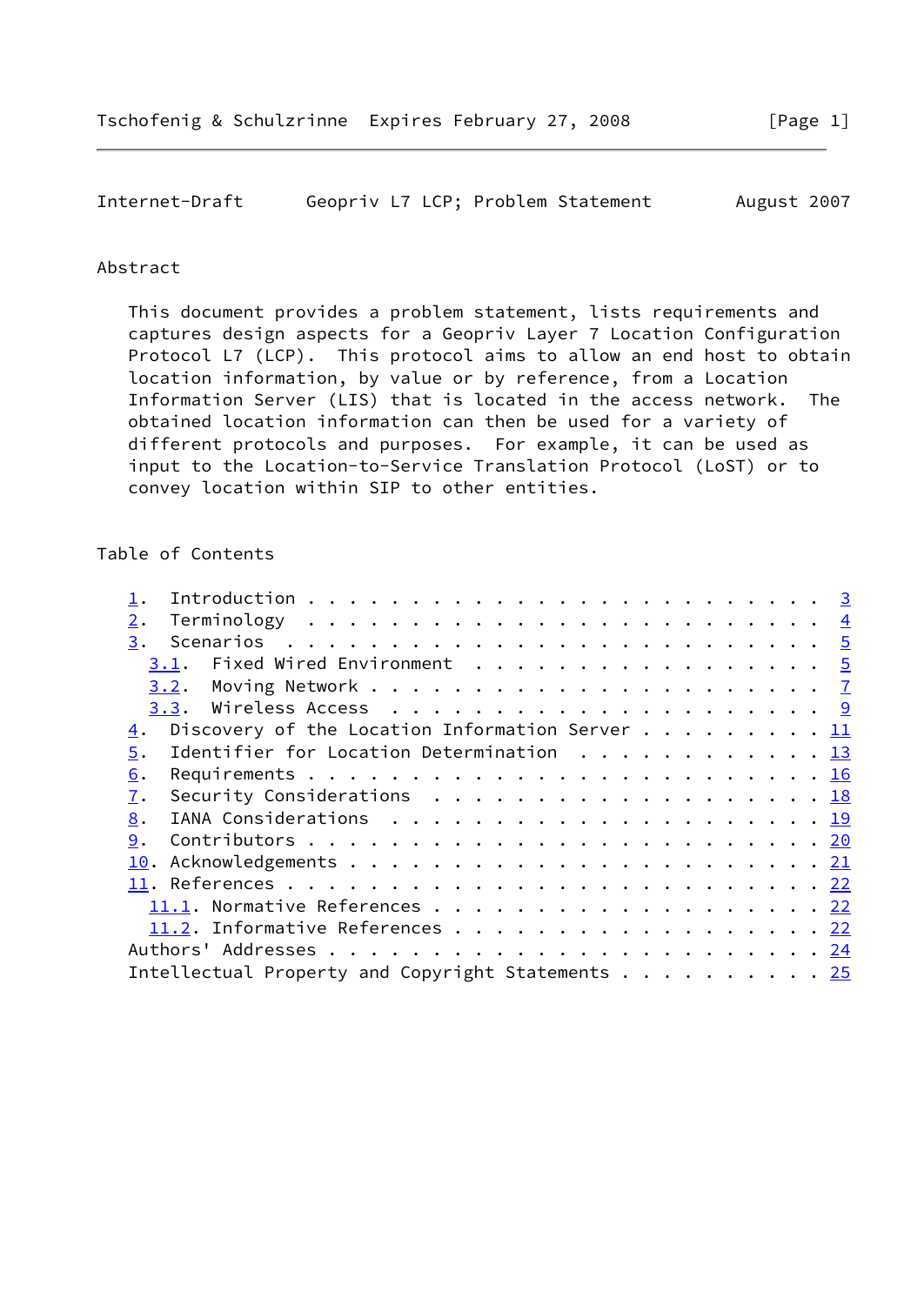## Abstract

This document provides a problem statement, lists requirements and captures design aspects for a Geopriv Layer 7 Location Configuration Protocol L7 (LCP). This protocol aims to allow an end host to obtain location information, by value or by reference, from a Location Information Server (LIS) that is located in the access network. The obtained location information can then be used for a variety of different protocols and purposes. For example, it can be used as input to the Location-to-Service Translation Protocol (LoST) or to convey location within SIP to other entities.

## Table of Contents

1. Introduction . . . . . . . . . . . . . . . . . . . . . . . . . 3
2. Terminology . . . . . . . . . . . . . . . . . . . . . . . . . 4
3. Scenarios . . . . . . . . . . . . . . . . . . . . . . . . . . 5
   3.1. Fixed Wired Environment . . . . . . . . . . . . . . . . . 5
   3.2. Moving Network . . . . . . . . . . . . . . . . . . . . . 7
   3.3. Wireless Access . . . . . . . . . . . . . . . . . . . . . 9
4. Discovery of the Location Information Server . . . . . . . . . 11
5. Identifier for Location Determination . . . . . . . . . . . . 13
6. Requirements . . . . . . . . . . . . . . . . . . . . . . . . . 16
7. Security Considerations . . . . . . . . . . . . . . . . . . . 18
8. IANA Considerations . . . . . . . . . . . . . . . . . . . . . 19
9. Contributors . . . . . . . . . . . . . . . . . . . . . . . . . 20
10. Acknowledgements . . . . . . . . . . . . . . . . . . . . . . . 21
11. References . . . . . . . . . . . . . . . . . . . . . . . . . 22
    11.1. Normative References . . . . . . . . . . . . . . . . . . 22
    11.2. Informative References . . . . . . . . . . . . . . . . . 22

Authors' Addresses . . . . . . . . . . . . . . . . . . . . . . . . 24
Intellectual Property and Copyright Statements . . . . . . . . . . 25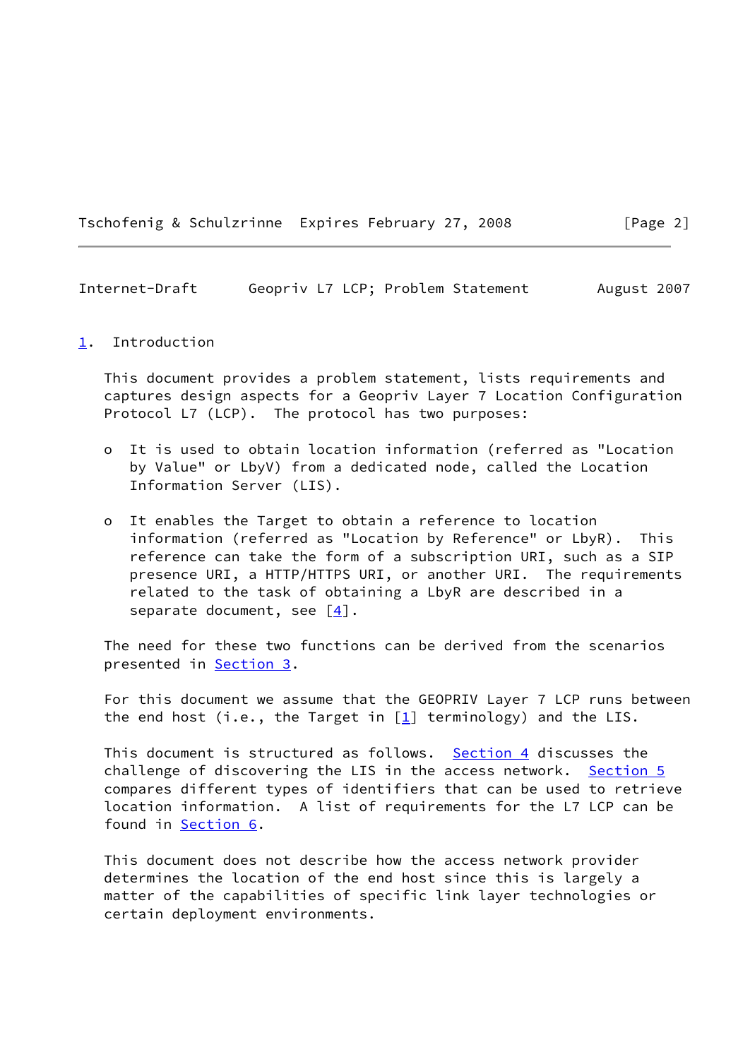## 1. Introduction

This document provides a problem statement, lists requirements and captures design aspects for a Geopriv Layer 7 Location Configuration Protocol L7 (LCP). The protocol has two purposes:

- It is used to obtain location information (referred as "Location by Value" or LbyV) from a dedicated node, called the Location Information Server (LIS).

- It enables the Target to obtain a reference to location information (referred as "Location by Reference" or LbyR). This reference can take the form of a subscription URI, such as a SIP presence URI, a HTTP/HTTPS URI, or another URI. The requirements related to the task of obtaining a LbyR are described in a separate document, see [4].

The need for these two functions can be derived from the scenarios presented in Section 3.

For this document we assume that the GEOPRIV Layer 7 LCP runs between the end host (i.e., the Target in [1] terminology) and the LIS.

This document is structured as follows. Section 4 discusses the challenge of discovering the LIS in the access network. Section 5 compares different types of identifiers that can be used to retrieve location information. A list of requirements for the L7 LCP can be found in Section 6.

This document does not describe how the access network provider determines the location of the end host since this is largely a matter of the capabilities of specific link layer technologies or certain deployment environments.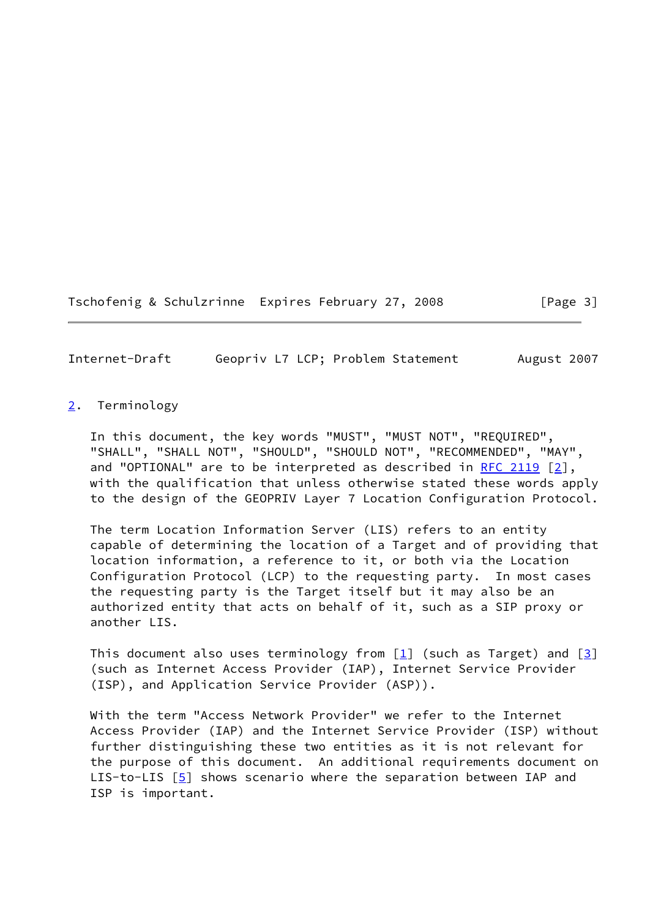## 2. Terminology

In this document, the key words "MUST", "MUST NOT", "REQUIRED", "SHALL", "SHALL NOT", "SHOULD", "SHOULD NOT", "RECOMMENDED", "MAY", and "OPTIONAL" are to be interpreted as described in RFC 2119 [2], with the qualification that unless otherwise stated these words apply to the design of the GEOPRIV Layer 7 Location Configuration Protocol.

The term Location Information Server (LIS) refers to an entity capable of determining the location of a Target and of providing that location information, a reference to it, or both via the Location Configuration Protocol (LCP) to the requesting party. In most cases the requesting party is the Target itself but it may also be an authorized entity that acts on behalf of it, such as a SIP proxy or another LIS.

This document also uses terminology from [1] (such as Target) and [3] (such as Internet Access Provider (IAP), Internet Service Provider (ISP), and Application Service Provider (ASP)).

With the term "Access Network Provider" we refer to the Internet Access Provider (IAP) and the Internet Service Provider (ISP) without further distinguishing these two entities as it is not relevant for the purpose of this document. An additional requirements document on LIS-to-LIS [5] shows scenario where the separation between IAP and ISP is important.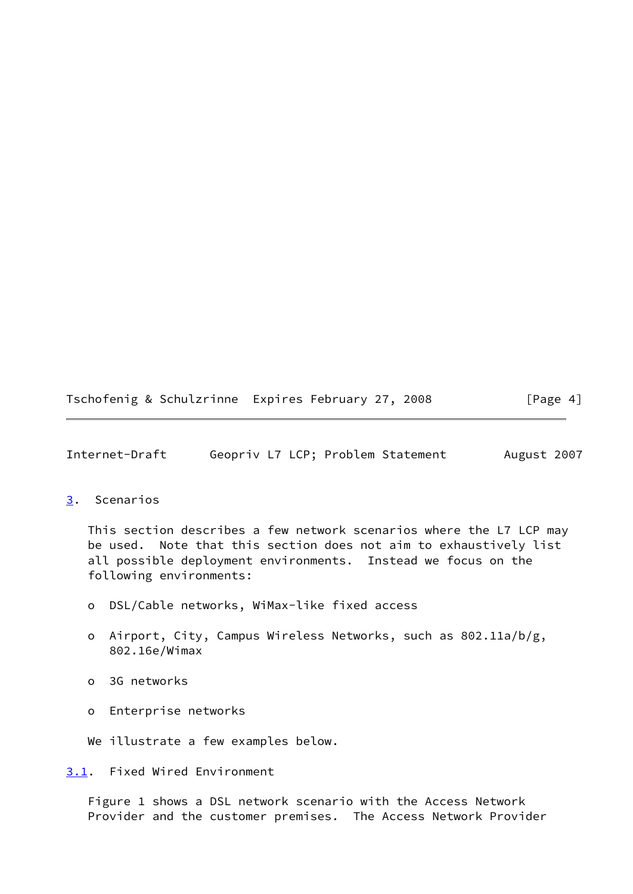## 3. Scenarios

This section describes a few network scenarios where the L7 LCP may be used. Note that this section does not aim to exhaustively list all possible deployment environments. Instead we focus on the following environments:

- DSL/Cable networks, WiMax-like fixed access
- Airport, City, Campus Wireless Networks, such as 802.11a/b/g, 802.16e/Wimax
- 3G networks
- Enterprise networks

We illustrate a few examples below.

### 3.1. Fixed Wired Environment

Figure 1 shows a DSL network scenario with the Access Network Provider and the customer premises. The Access Network Provider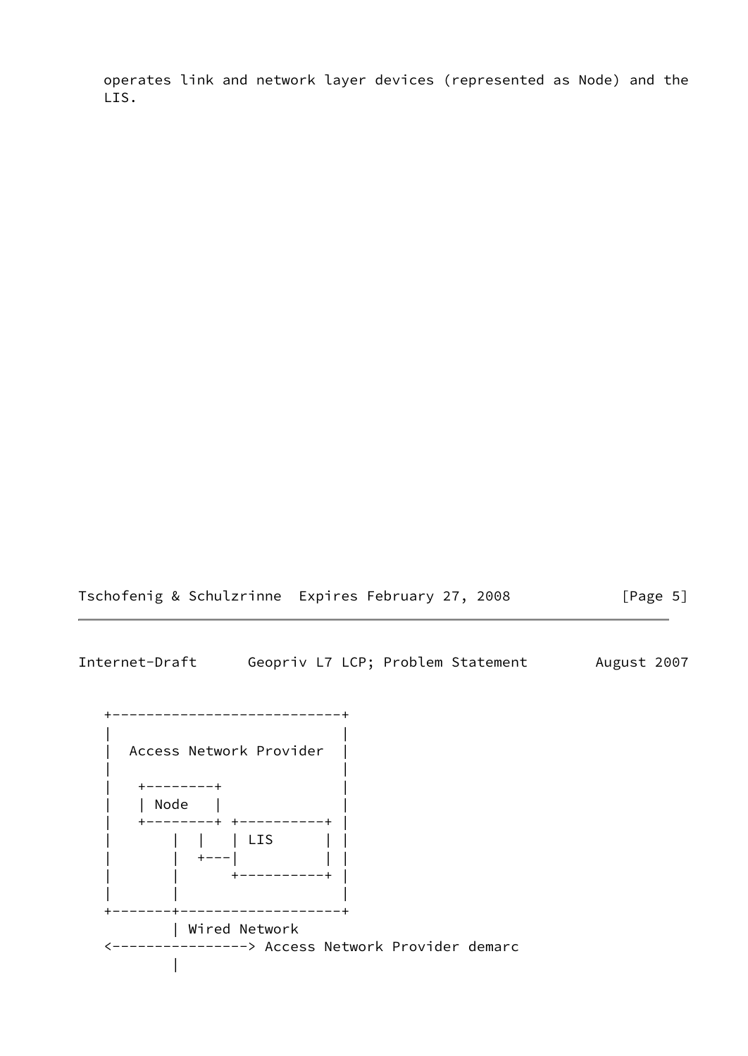operates link and network layer devices (represented as Node) and the LIS.

```
   +---------------------------+
   |                           |
   |  Access Network Provider  |
   |                           |
   |   +--------+              |
   |   | Node   |              |
   |   +--------+ +----------+ |
   |       |  |   | LIS      | |
   |       |  +---|          | |
   |       |      +----------+ |
   |       |                   |
   +-------+-------------------+
           | Wired Network
   <----------------> Access Network Provider demarc
           |
```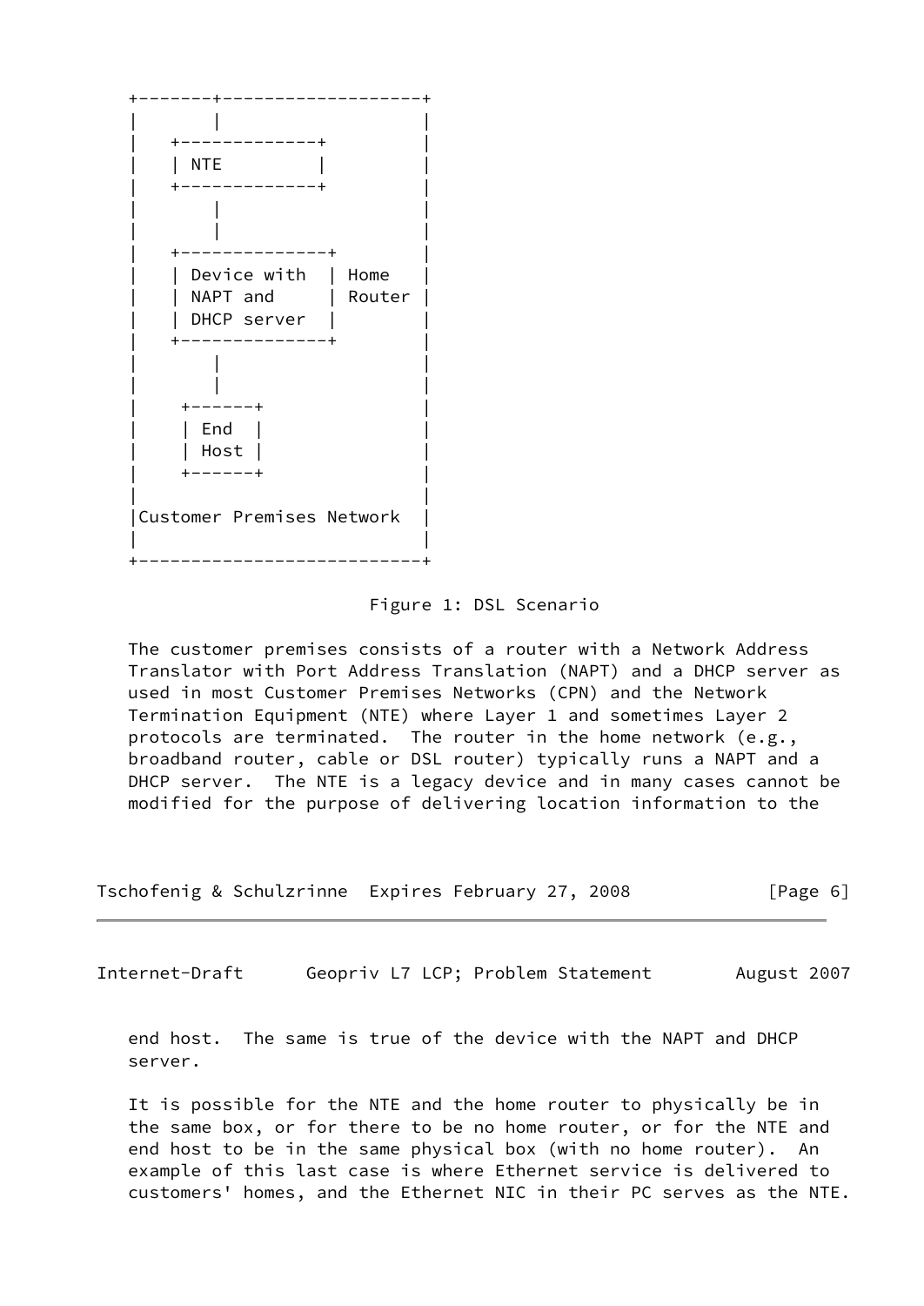```
   +-------+-------------------+
   |       |                   |
   |    +-------------+        |
   |    | NTE         |        |
   |    +-------------+        |
   |       |                   |
   |       |                   |
   |    +--------------+       |
   |    | Device with  | Home  |
   |    | NAPT and     | Router|
   |    | DHCP server  |       |
   |    +--------------+       |
   |       |                   |
   |       |                   |
   |     +------+              |
   |     | End  |              |
   |     | Host |              |
   |     +------+              |
   |                           |
   |Customer Premises Network  |
   |                           |
   +---------------------------+
```

Figure 1: DSL Scenario

The customer premises consists of a router with a Network Address Translator with Port Address Translation (NAPT) and a DHCP server as used in most Customer Premises Networks (CPN) and the Network Termination Equipment (NTE) where Layer 1 and sometimes Layer 2 protocols are terminated. The router in the home network (e.g., broadband router, cable or DSL router) typically runs a NAPT and a DHCP server. The NTE is a legacy device and in many cases cannot be modified for the purpose of delivering location information to the end host. The same is true of the device with the NAPT and DHCP server.

It is possible for the NTE and the home router to physically be in the same box, or for there to be no home router, or for the NTE and end host to be in the same physical box (with no home router). An example of this last case is where Ethernet service is delivered to customers' homes, and the Ethernet NIC in their PC serves as the NTE.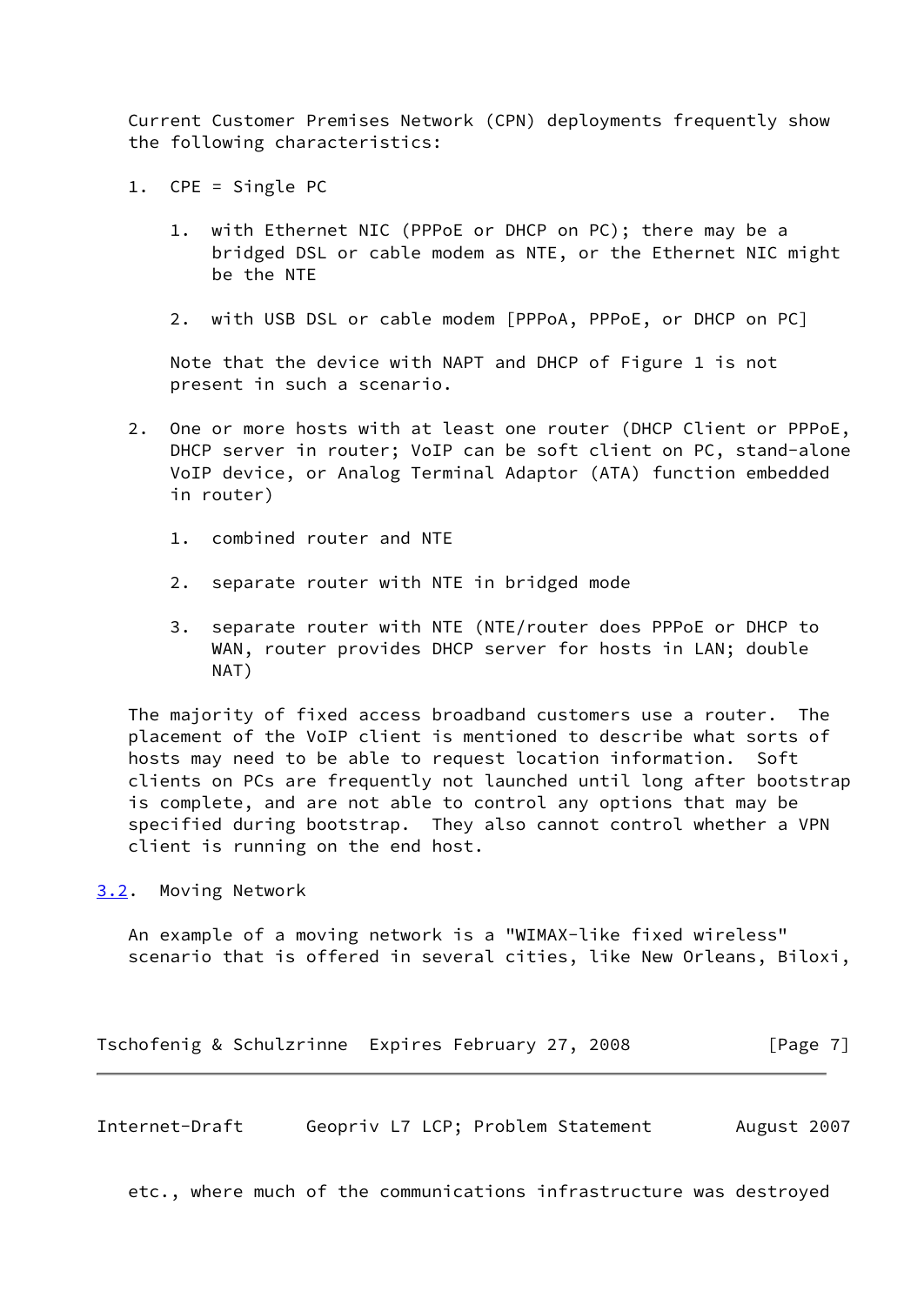Current Customer Premises Network (CPN) deployments frequently show the following characteristics:

1. CPE = Single PC

    1. with Ethernet NIC (PPPoE or DHCP on PC); there may be a bridged DSL or cable modem as NTE, or the Ethernet NIC might be the NTE

    2. with USB DSL or cable modem [PPPoA, PPPoE, or DHCP on PC]

    Note that the device with NAPT and DHCP of Figure 1 is not present in such a scenario.

2. One or more hosts with at least one router (DHCP Client or PPPoE, DHCP server in router; VoIP can be soft client on PC, stand-alone VoIP device, or Analog Terminal Adaptor (ATA) function embedded in router)

    1. combined router and NTE

    2. separate router with NTE in bridged mode

    3. separate router with NTE (NTE/router does PPPoE or DHCP to WAN, router provides DHCP server for hosts in LAN; double NAT)

The majority of fixed access broadband customers use a router. The placement of the VoIP client is mentioned to describe what sorts of hosts may need to be able to request location information. Soft clients on PCs are frequently not launched until long after bootstrap is complete, and are not able to control any options that may be specified during bootstrap. They also cannot control whether a VPN client is running on the end host.

## 3.2. Moving Network

An example of a moving network is a "WIMAX-like fixed wireless" scenario that is offered in several cities, like New Orleans, Biloxi, etc., where much of the communications infrastructure was destroyed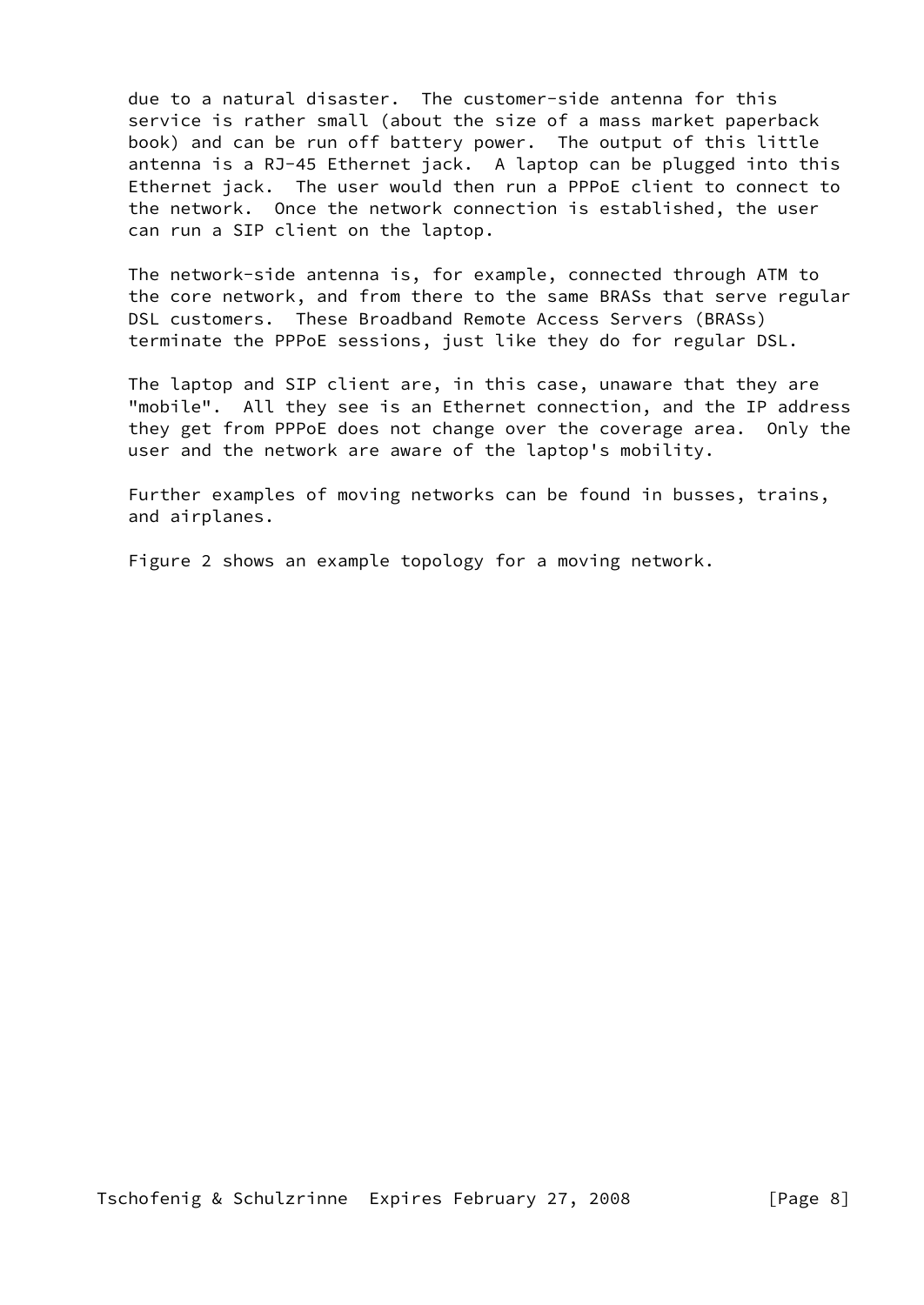due to a natural disaster. The customer-side antenna for this service is rather small (about the size of a mass market paperback book) and can be run off battery power. The output of this little antenna is a RJ-45 Ethernet jack. A laptop can be plugged into this Ethernet jack. The user would then run a PPPoE client to connect to the network. Once the network connection is established, the user can run a SIP client on the laptop.

The network-side antenna is, for example, connected through ATM to the core network, and from there to the same BRASs that serve regular DSL customers. These Broadband Remote Access Servers (BRASs) terminate the PPPoE sessions, just like they do for regular DSL.

The laptop and SIP client are, in this case, unaware that they are "mobile". All they see is an Ethernet connection, and the IP address they get from PPPoE does not change over the coverage area. Only the user and the network are aware of the laptop's mobility.

Further examples of moving networks can be found in busses, trains, and airplanes.

Figure 2 shows an example topology for a moving network.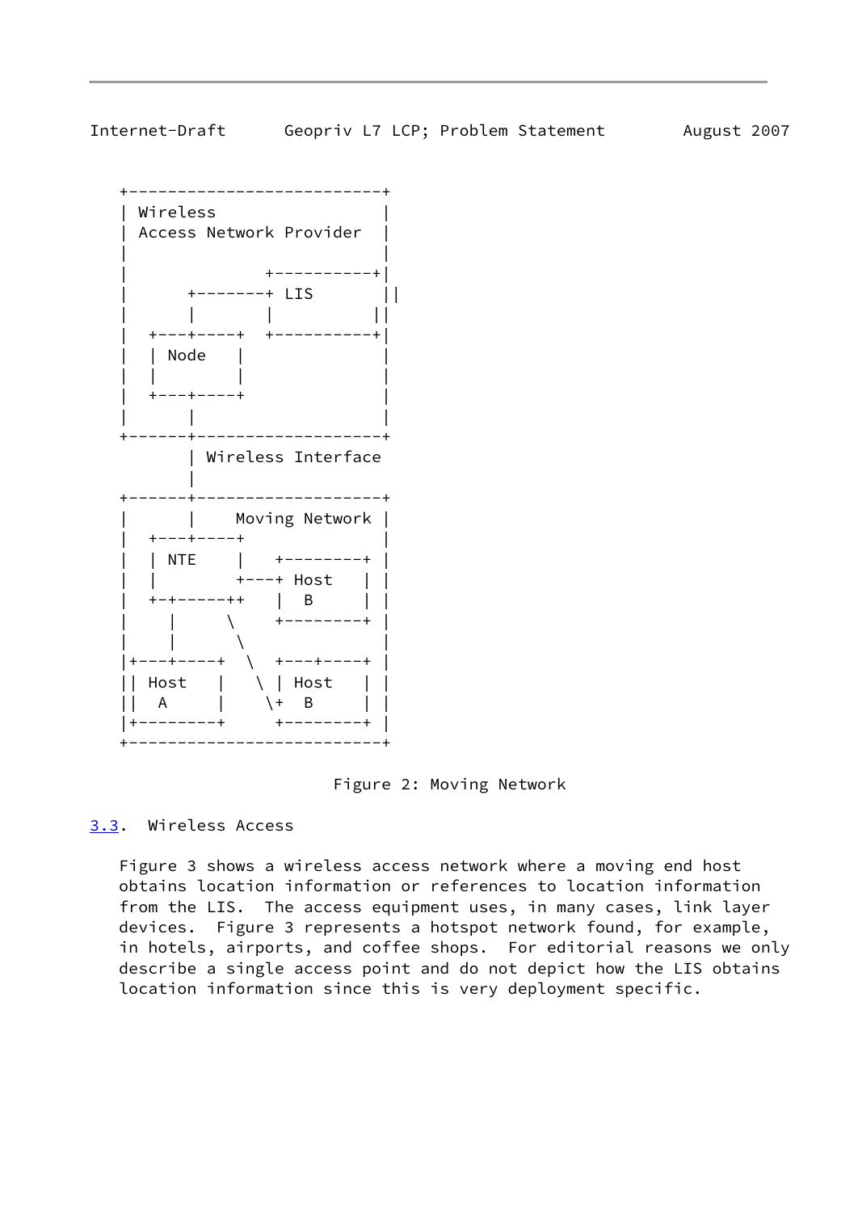```
   +--------------------------+
   | Wireless                 |
   | Access Network Provider  |
   |                          |
   |               +----------+|
   |      +--------+ LIS      ||
   |      |        |          ||
   |  +---+-----+  +----------+|
   |  | Node    |               |
   |  |         |               |
   |  +---+-----+               |
   |      |                     |
   +------+-------------------+
          | Wireless Interface
          |
   +------+-------------------+
   |      |    Moving Network |
   |  +---+-----+              |
   |  | NTE     |   +--------+ |
   |  |         +---+ Host    | |
   |  +-+------++   |  B      | |
   |    |      \    +--------+ |
   |    |       \              |
   |+---+----+   \  +---+----+ |
   || Host   |    \ | Host    | |
   ||  A     |     \+  B      | |
   |+--------+      +--------+ |
   +--------------------------+
```

Figure 2: Moving Network

### 3.3. Wireless Access

Figure 3 shows a wireless access network where a moving end host obtains location information or references to location information from the LIS. The access equipment uses, in many cases, link layer devices. Figure 3 represents a hotspot network found, for example, in hotels, airports, and coffee shops. For editorial reasons we only describe a single access point and do not depict how the LIS obtains location information since this is very deployment specific.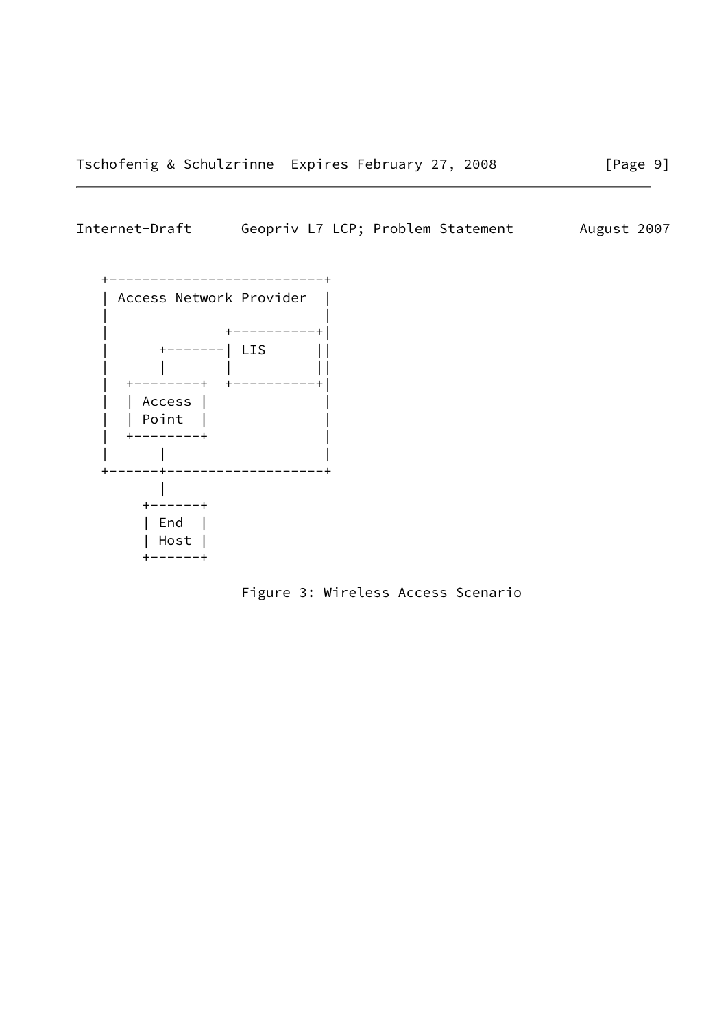```
   +--------------------------+
   | Access Network Provider  |
   |                          |
   |               +----------+|
   |      +-------| LIS      ||
   |      |       |          ||
   |  +--------+  +----------+|
   |  | Access |              |
   |  | Point  |              |
   |  +--------+              |
   |      |                   |
   +------+-------------------+
          |
       +------+
       | End  |
       | Host |
       +------+
```

Figure 3: Wireless Access Scenario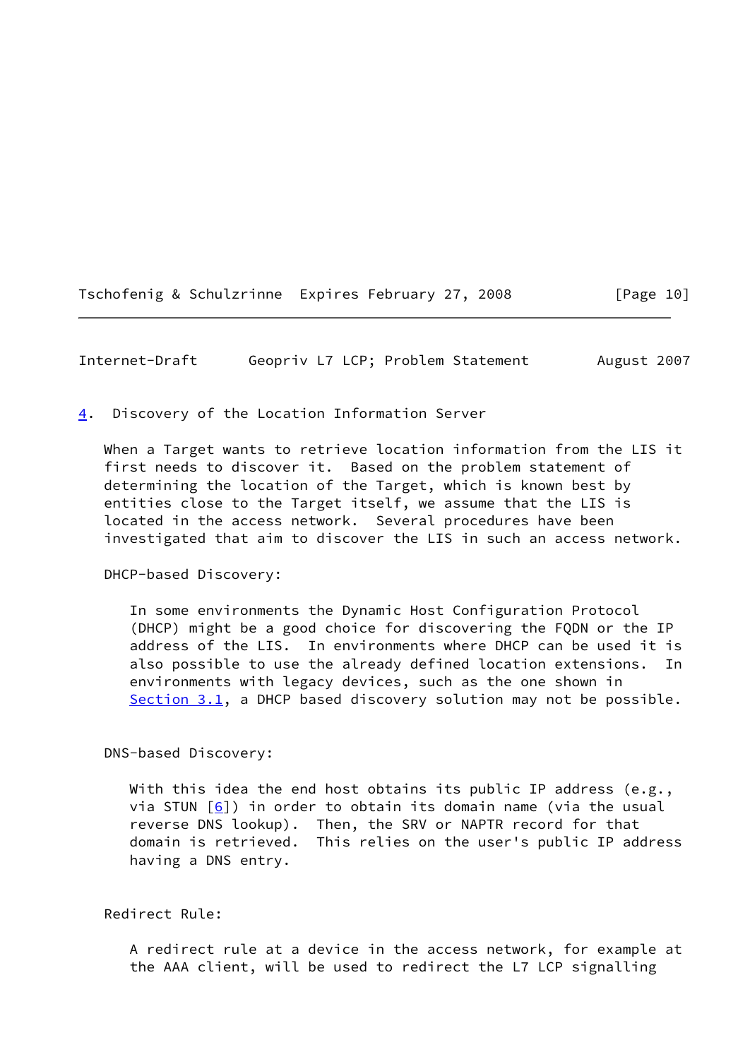## 4. Discovery of the Location Information Server

When a Target wants to retrieve location information from the LIS it first needs to discover it. Based on the problem statement of determining the location of the Target, which is known best by entities close to the Target itself, we assume that the LIS is located in the access network. Several procedures have been investigated that aim to discover the LIS in such an access network.

DHCP-based Discovery:

In some environments the Dynamic Host Configuration Protocol (DHCP) might be a good choice for discovering the FQDN or the IP address of the LIS. In environments where DHCP can be used it is also possible to use the already defined location extensions. In environments with legacy devices, such as the one shown in Section 3.1, a DHCP based discovery solution may not be possible.

DNS-based Discovery:

With this idea the end host obtains its public IP address (e.g., via STUN [6]) in order to obtain its domain name (via the usual reverse DNS lookup). Then, the SRV or NAPTR record for that domain is retrieved. This relies on the user's public IP address having a DNS entry.

Redirect Rule:

A redirect rule at a device in the access network, for example at the AAA client, will be used to redirect the L7 LCP signalling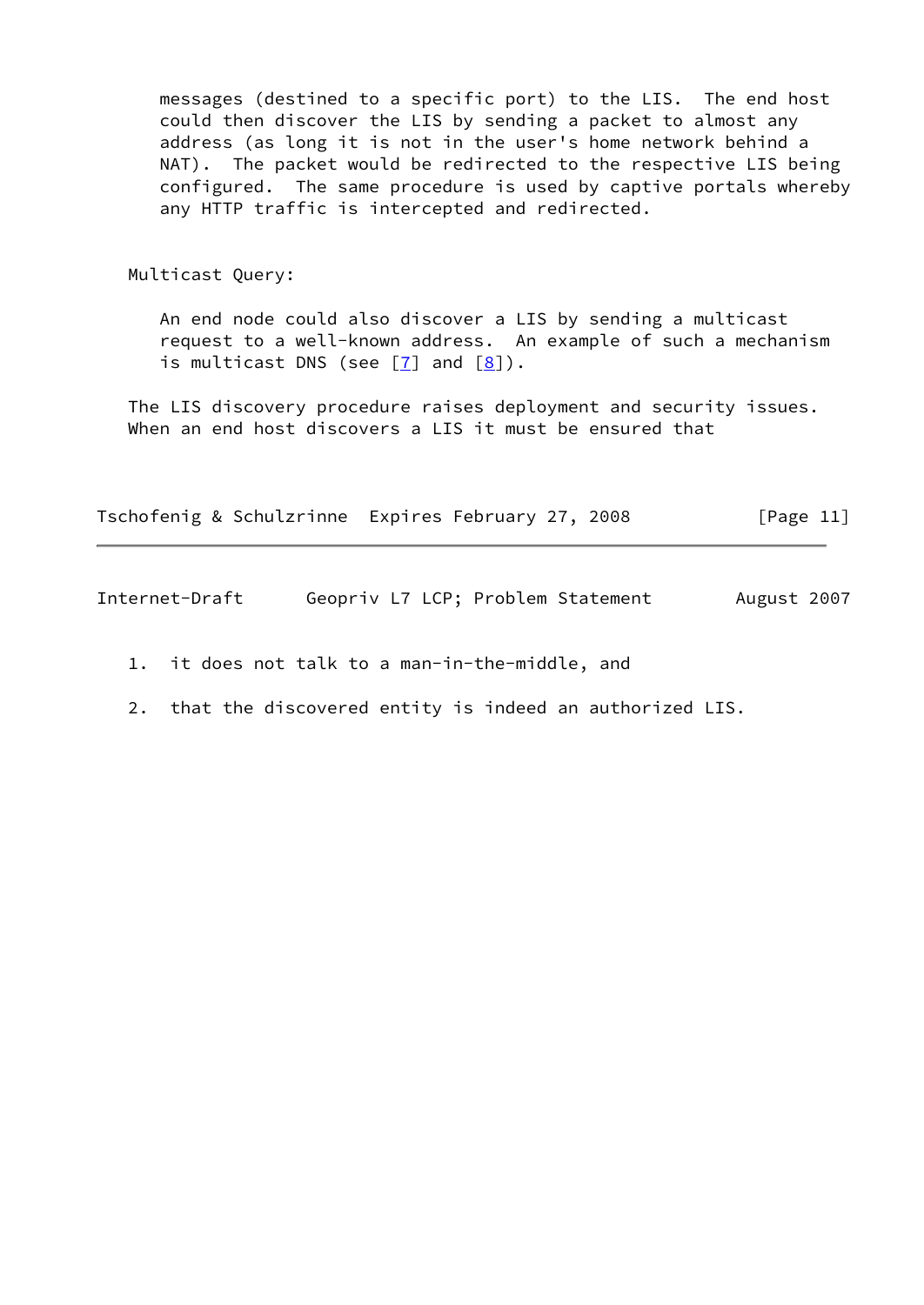messages (destined to a specific port) to the LIS. The end host could then discover the LIS by sending a packet to almost any address (as long it is not in the user's home network behind a NAT). The packet would be redirected to the respective LIS being configured. The same procedure is used by captive portals whereby any HTTP traffic is intercepted and redirected.

Multicast Query:

An end node could also discover a LIS by sending a multicast request to a well-known address. An example of such a mechanism is multicast DNS (see [7] and [8]).

The LIS discovery procedure raises deployment and security issues. When an end host discovers a LIS it must be ensured that

1. it does not talk to a man-in-the-middle, and
2. that the discovered entity is indeed an authorized LIS.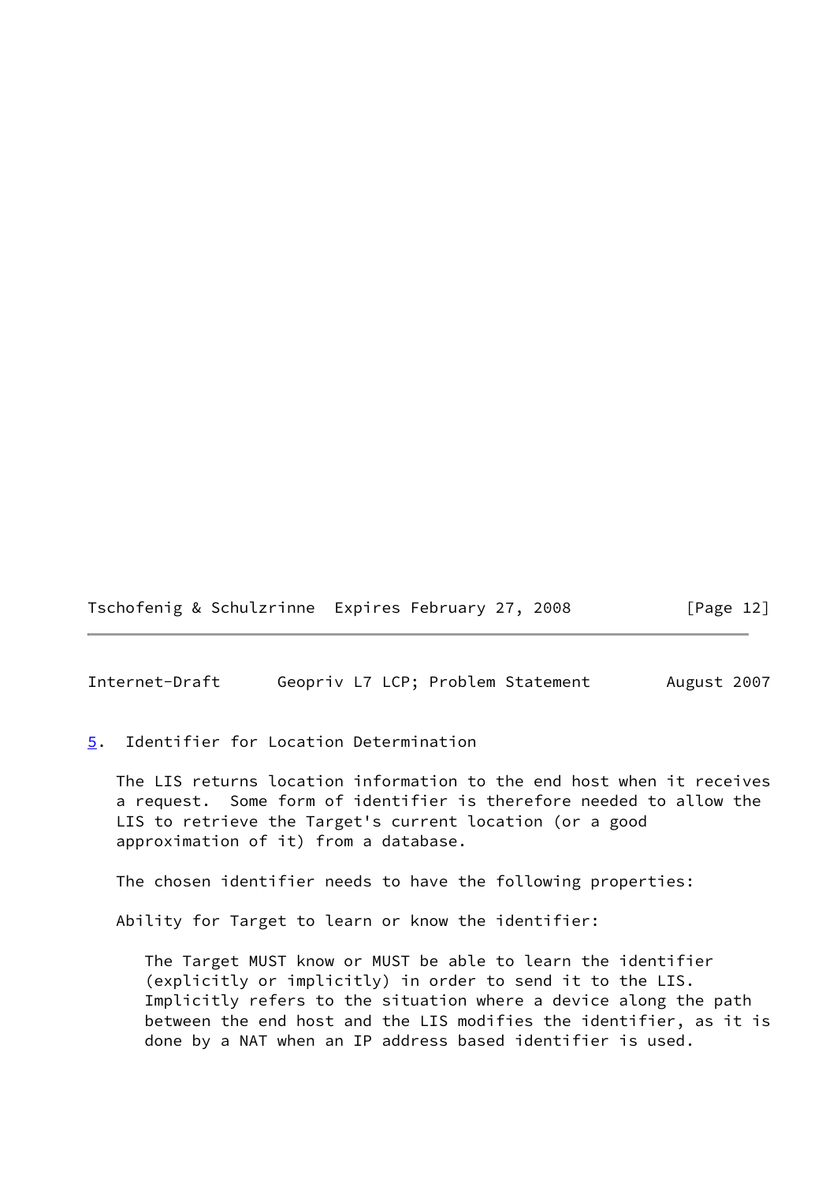## 5. Identifier for Location Determination

The LIS returns location information to the end host when it receives a request. Some form of identifier is therefore needed to allow the LIS to retrieve the Target's current location (or a good approximation of it) from a database.

The chosen identifier needs to have the following properties:

Ability for Target to learn or know the identifier:

The Target MUST know or MUST be able to learn the identifier (explicitly or implicitly) in order to send it to the LIS. Implicitly refers to the situation where a device along the path between the end host and the LIS modifies the identifier, as it is done by a NAT when an IP address based identifier is used.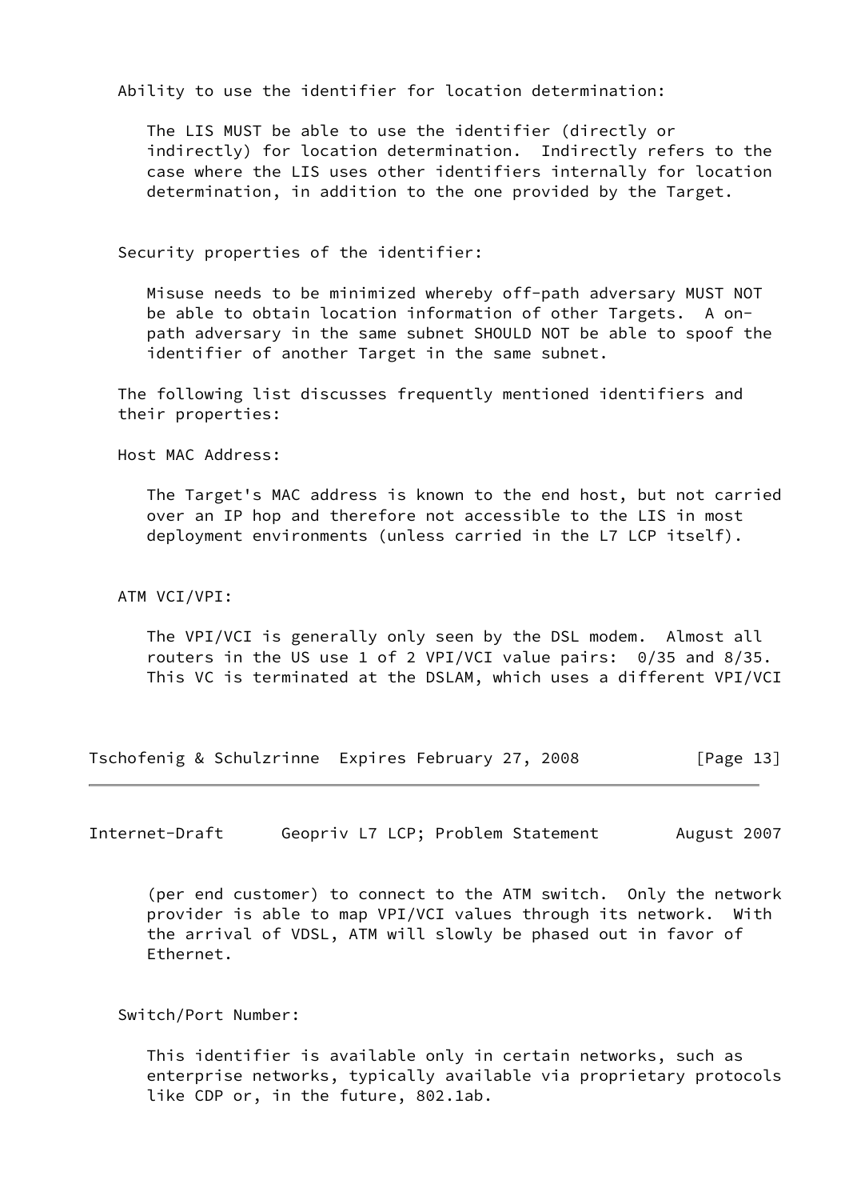Ability to use the identifier for location determination:

The LIS MUST be able to use the identifier (directly or indirectly) for location determination. Indirectly refers to the case where the LIS uses other identifiers internally for location determination, in addition to the one provided by the Target.

Security properties of the identifier:

Misuse needs to be minimized whereby off-path adversary MUST NOT be able to obtain location information of other Targets. A on-path adversary in the same subnet SHOULD NOT be able to spoof the identifier of another Target in the same subnet.

The following list discusses frequently mentioned identifiers and their properties:

Host MAC Address:

The Target's MAC address is known to the end host, but not carried over an IP hop and therefore not accessible to the LIS in most deployment environments (unless carried in the L7 LCP itself).

ATM VCI/VPI:

The VPI/VCI is generally only seen by the DSL modem. Almost all routers in the US use 1 of 2 VPI/VCI value pairs: 0/35 and 8/35. This VC is terminated at the DSLAM, which uses a different VPI/VCI (per end customer) to connect to the ATM switch. Only the network provider is able to map VPI/VCI values through its network. With the arrival of VDSL, ATM will slowly be phased out in favor of Ethernet.

Switch/Port Number:

This identifier is available only in certain networks, such as enterprise networks, typically available via proprietary protocols like CDP or, in the future, 802.1ab.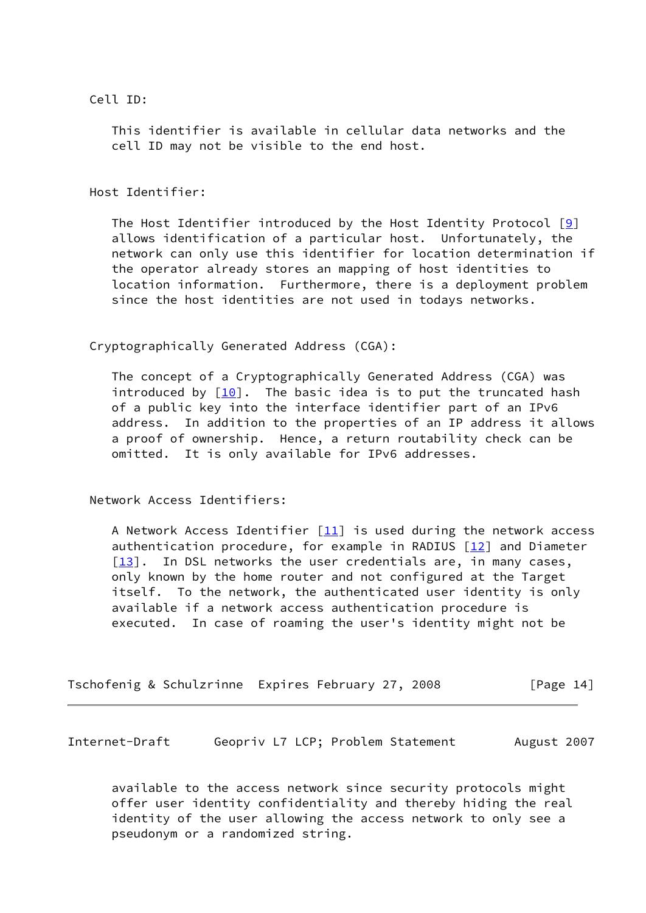Cell ID:

This identifier is available in cellular data networks and the cell ID may not be visible to the end host.

Host Identifier:

The Host Identifier introduced by the Host Identity Protocol [9] allows identification of a particular host. Unfortunately, the network can only use this identifier for location determination if the operator already stores an mapping of host identities to location information. Furthermore, there is a deployment problem since the host identities are not used in todays networks.

Cryptographically Generated Address (CGA):

The concept of a Cryptographically Generated Address (CGA) was introduced by [10]. The basic idea is to put the truncated hash of a public key into the interface identifier part of an IPv6 address. In addition to the properties of an IP address it allows a proof of ownership. Hence, a return routability check can be omitted. It is only available for IPv6 addresses.

Network Access Identifiers:

A Network Access Identifier [11] is used during the network access authentication procedure, for example in RADIUS [12] and Diameter [13]. In DSL networks the user credentials are, in many cases, only known by the home router and not configured at the Target itself. To the network, the authenticated user identity is only available if a network access authentication procedure is executed. In case of roaming the user's identity might not be available to the access network since security protocols might offer user identity confidentiality and thereby hiding the real identity of the user allowing the access network to only see a pseudonym or a randomized string.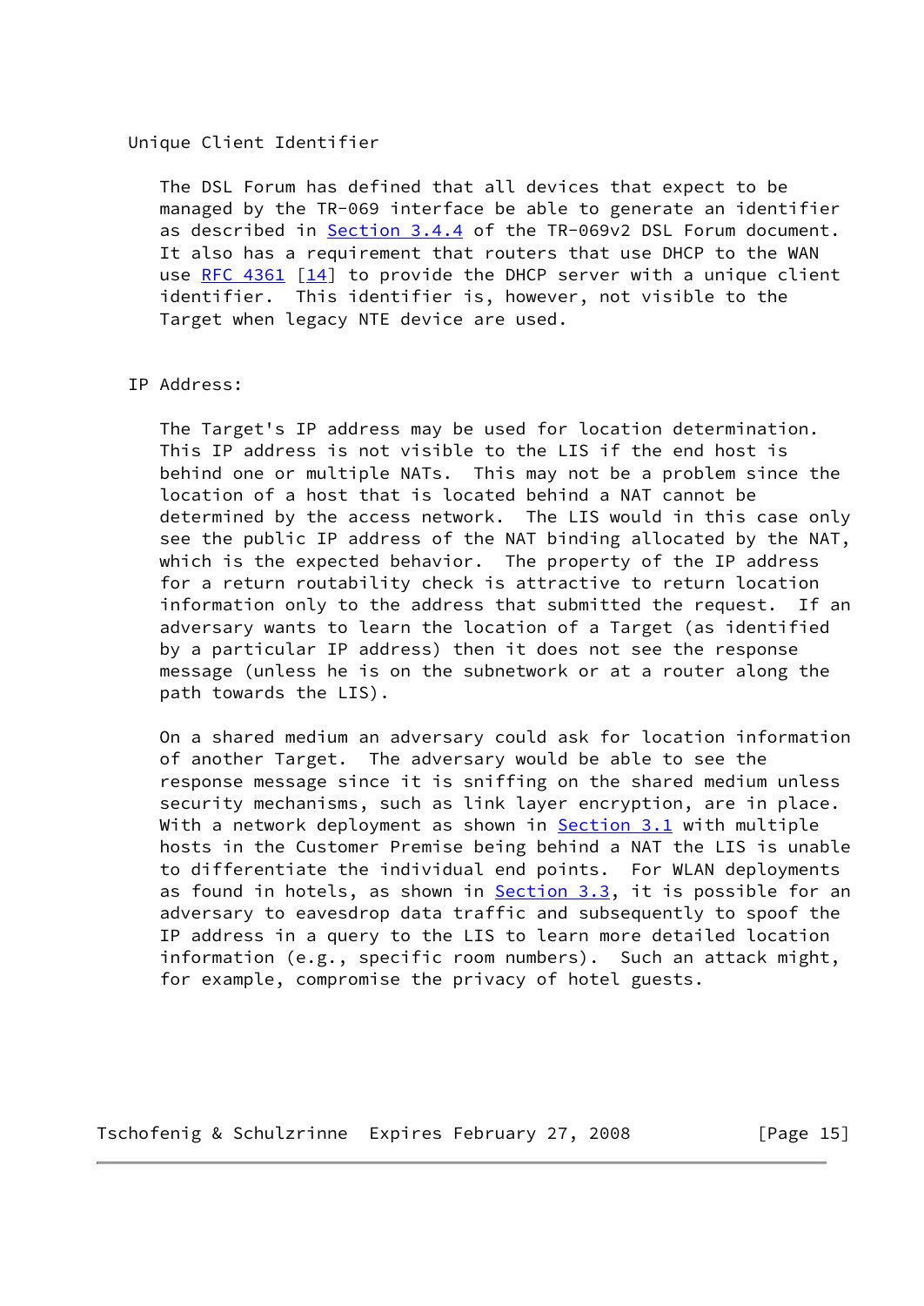Unique Client Identifier

The DSL Forum has defined that all devices that expect to be managed by the TR-069 interface be able to generate an identifier as described in Section 3.4.4 of the TR-069v2 DSL Forum document. It also has a requirement that routers that use DHCP to the WAN use RFC 4361 [14] to provide the DHCP server with a unique client identifier. This identifier is, however, not visible to the Target when legacy NTE device are used.

IP Address:

The Target's IP address may be used for location determination. This IP address is not visible to the LIS if the end host is behind one or multiple NATs. This may not be a problem since the location of a host that is located behind a NAT cannot be determined by the access network. The LIS would in this case only see the public IP address of the NAT binding allocated by the NAT, which is the expected behavior. The property of the IP address for a return routability check is attractive to return location information only to the address that submitted the request. If an adversary wants to learn the location of a Target (as identified by a particular IP address) then it does not see the response message (unless he is on the subnetwork or at a router along the path towards the LIS).

On a shared medium an adversary could ask for location information of another Target. The adversary would be able to see the response message since it is sniffing on the shared medium unless security mechanisms, such as link layer encryption, are in place. With a network deployment as shown in Section 3.1 with multiple hosts in the Customer Premise being behind a NAT the LIS is unable to differentiate the individual end points. For WLAN deployments as found in hotels, as shown in Section 3.3, it is possible for an adversary to eavesdrop data traffic and subsequently to spoof the IP address in a query to the LIS to learn more detailed location information (e.g., specific room numbers). Such an attack might, for example, compromise the privacy of hotel guests.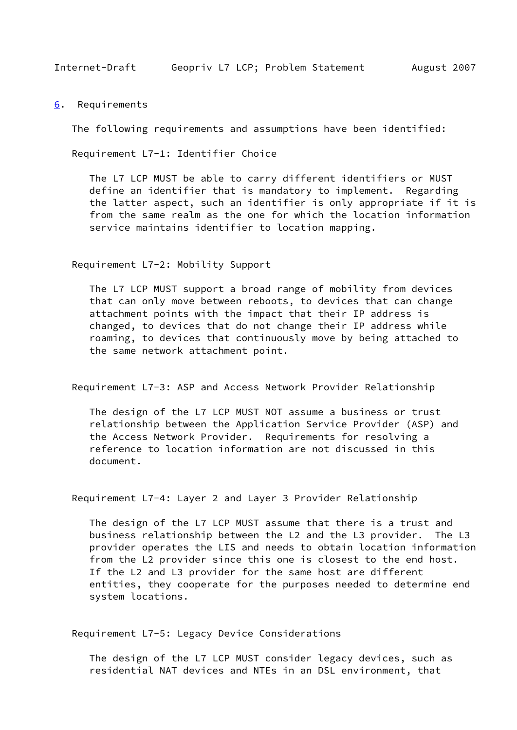## 6. Requirements

The following requirements and assumptions have been identified:

Requirement L7-1: Identifier Choice

The L7 LCP MUST be able to carry different identifiers or MUST define an identifier that is mandatory to implement. Regarding the latter aspect, such an identifier is only appropriate if it is from the same realm as the one for which the location information service maintains identifier to location mapping.

Requirement L7-2: Mobility Support

The L7 LCP MUST support a broad range of mobility from devices that can only move between reboots, to devices that can change attachment points with the impact that their IP address is changed, to devices that do not change their IP address while roaming, to devices that continuously move by being attached to the same network attachment point.

Requirement L7-3: ASP and Access Network Provider Relationship

The design of the L7 LCP MUST NOT assume a business or trust relationship between the Application Service Provider (ASP) and the Access Network Provider. Requirements for resolving a reference to location information are not discussed in this document.

Requirement L7-4: Layer 2 and Layer 3 Provider Relationship

The design of the L7 LCP MUST assume that there is a trust and business relationship between the L2 and the L3 provider. The L3 provider operates the LIS and needs to obtain location information from the L2 provider since this one is closest to the end host. If the L2 and L3 provider for the same host are different entities, they cooperate for the purposes needed to determine end system locations.

Requirement L7-5: Legacy Device Considerations

The design of the L7 LCP MUST consider legacy devices, such as residential NAT devices and NTEs in an DSL environment, that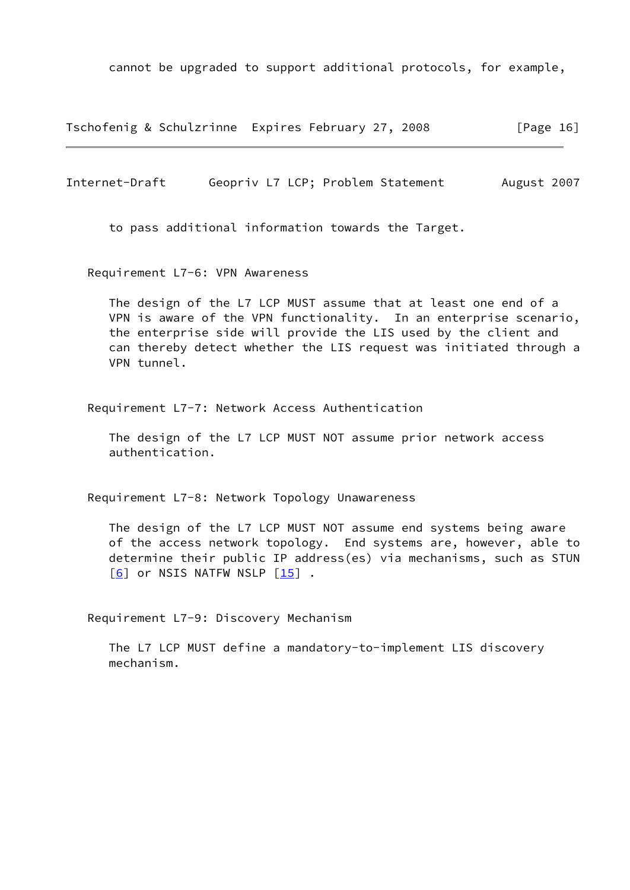cannot be upgraded to support additional protocols, for example, to pass additional information towards the Target.

Requirement L7-6: VPN Awareness

The design of the L7 LCP MUST assume that at least one end of a VPN is aware of the VPN functionality. In an enterprise scenario, the enterprise side will provide the LIS used by the client and can thereby detect whether the LIS request was initiated through a VPN tunnel.

Requirement L7-7: Network Access Authentication

The design of the L7 LCP MUST NOT assume prior network access authentication.

Requirement L7-8: Network Topology Unawareness

The design of the L7 LCP MUST NOT assume end systems being aware of the access network topology. End systems are, however, able to determine their public IP address(es) via mechanisms, such as STUN [6] or NSIS NATFW NSLP [15] .

Requirement L7-9: Discovery Mechanism

The L7 LCP MUST define a mandatory-to-implement LIS discovery mechanism.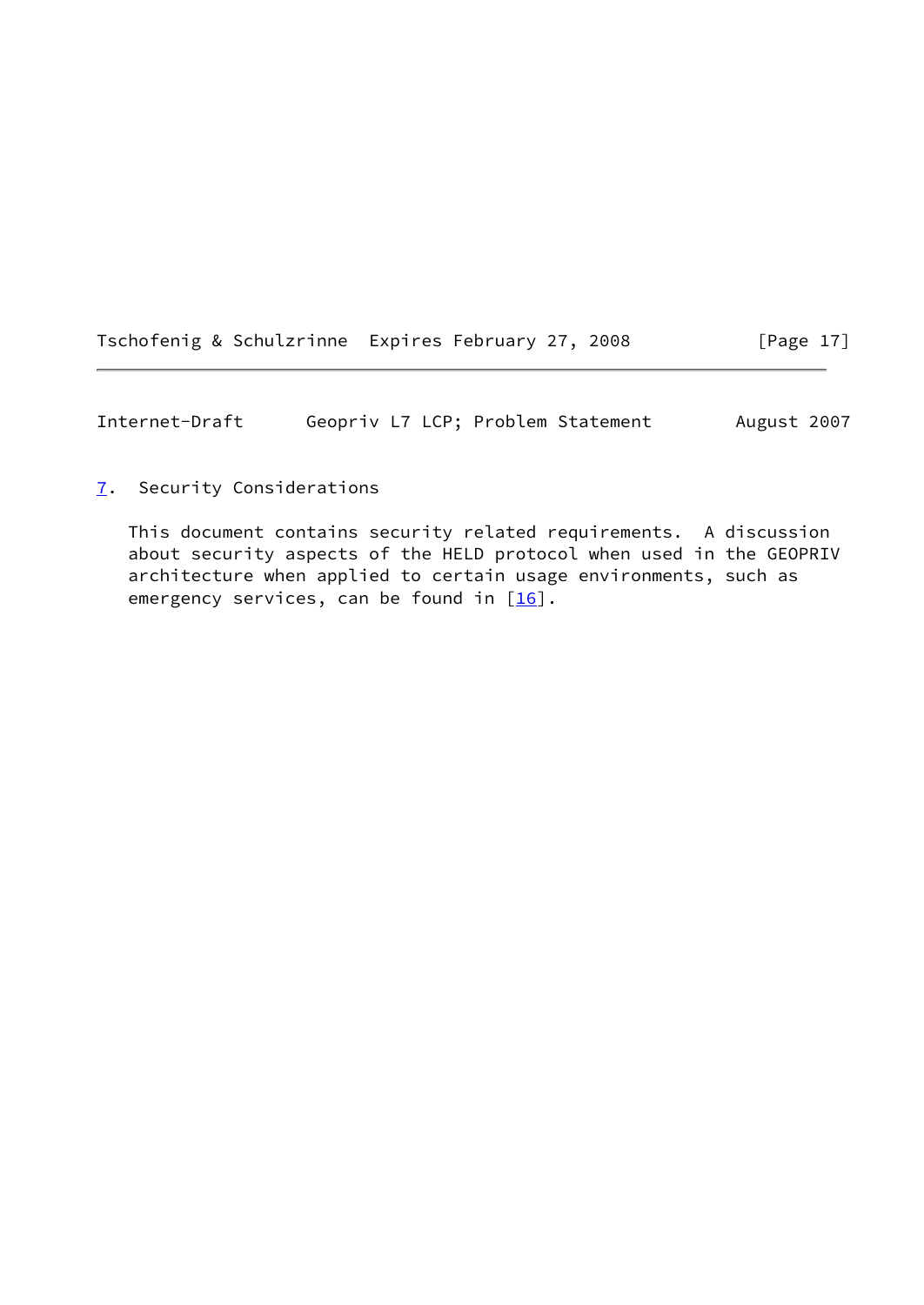## 7. Security Considerations

This document contains security related requirements. A discussion about security aspects of the HELD protocol when used in the GEOPRIV architecture when applied to certain usage environments, such as emergency services, can be found in [16].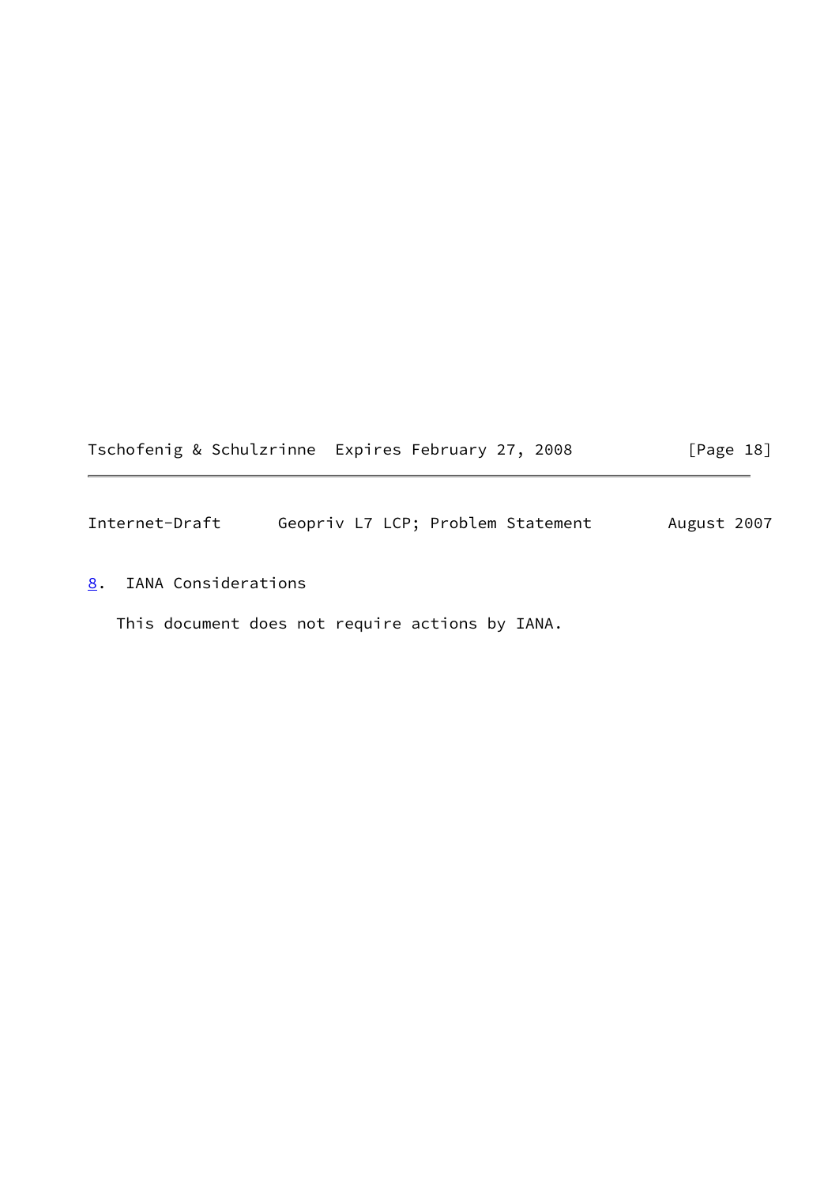## 8. IANA Considerations

This document does not require actions by IANA.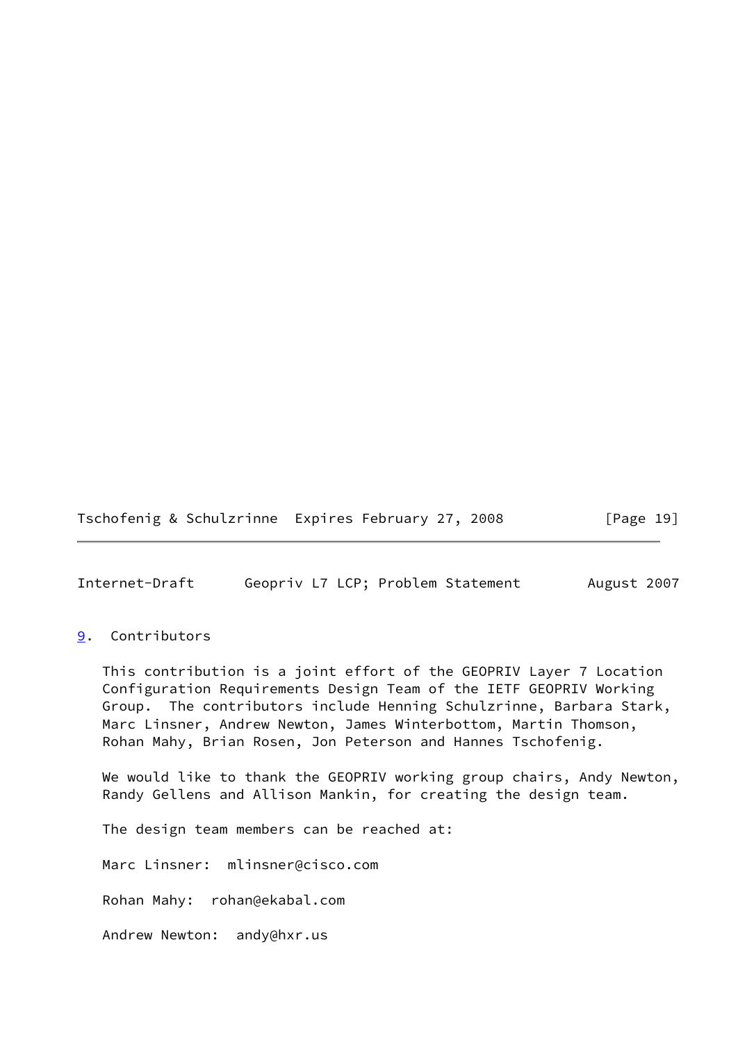## 9. Contributors

This contribution is a joint effort of the GEOPRIV Layer 7 Location Configuration Requirements Design Team of the IETF GEOPRIV Working Group. The contributors include Henning Schulzrinne, Barbara Stark, Marc Linsner, Andrew Newton, James Winterbottom, Martin Thomson, Rohan Mahy, Brian Rosen, Jon Peterson and Hannes Tschofenig.

We would like to thank the GEOPRIV working group chairs, Andy Newton, Randy Gellens and Allison Mankin, for creating the design team.

The design team members can be reached at:

Marc Linsner: mlinsner@cisco.com

Rohan Mahy: rohan@ekabal.com

Andrew Newton: andy@hxr.us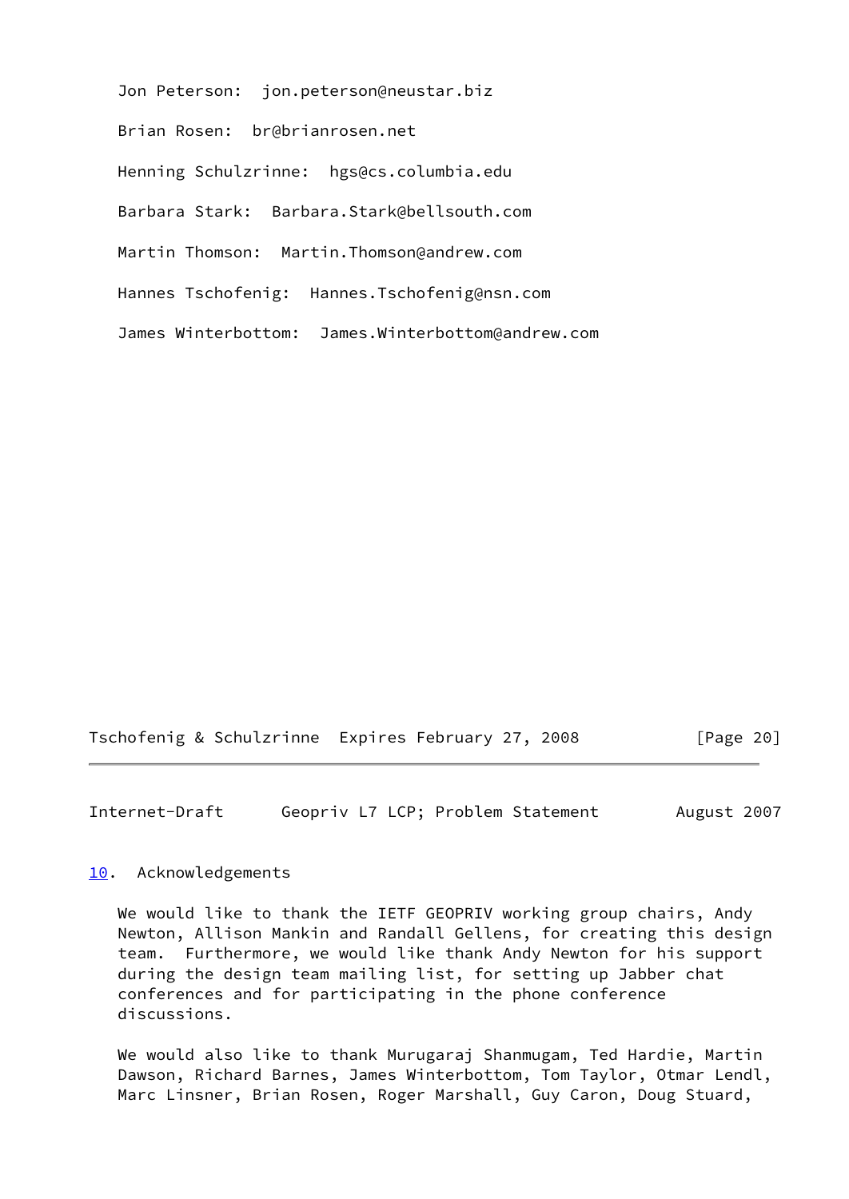Jon Peterson: jon.peterson@neustar.biz

Brian Rosen: br@brianrosen.net

Henning Schulzrinne: hgs@cs.columbia.edu

Barbara Stark: Barbara.Stark@bellsouth.com

Martin Thomson: Martin.Thomson@andrew.com

Hannes Tschofenig: Hannes.Tschofenig@nsn.com

James Winterbottom: James.Winterbottom@andrew.com

## 10. Acknowledgements

We would like to thank the IETF GEOPRIV working group chairs, Andy Newton, Allison Mankin and Randall Gellens, for creating this design team. Furthermore, we would like thank Andy Newton for his support during the design team mailing list, for setting up Jabber chat conferences and for participating in the phone conference discussions.

We would also like to thank Murugaraj Shanmugam, Ted Hardie, Martin Dawson, Richard Barnes, James Winterbottom, Tom Taylor, Otmar Lendl, Marc Linsner, Brian Rosen, Roger Marshall, Guy Caron, Doug Stuard,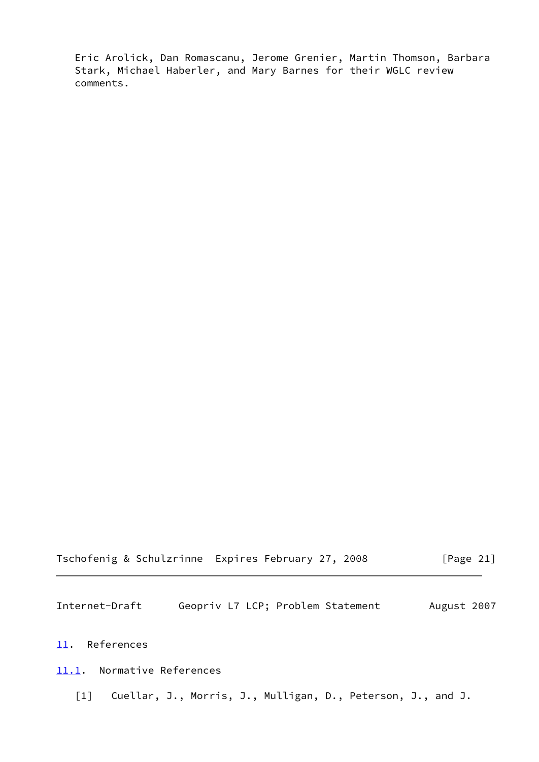Eric Arolick, Dan Romascanu, Jerome Grenier, Martin Thomson, Barbara Stark, Michael Haberler, and Mary Barnes for their WGLC review comments.

## 11. References

### 11.1. Normative References

[1] Cuellar, J., Morris, J., Mulligan, D., Peterson, J., and J.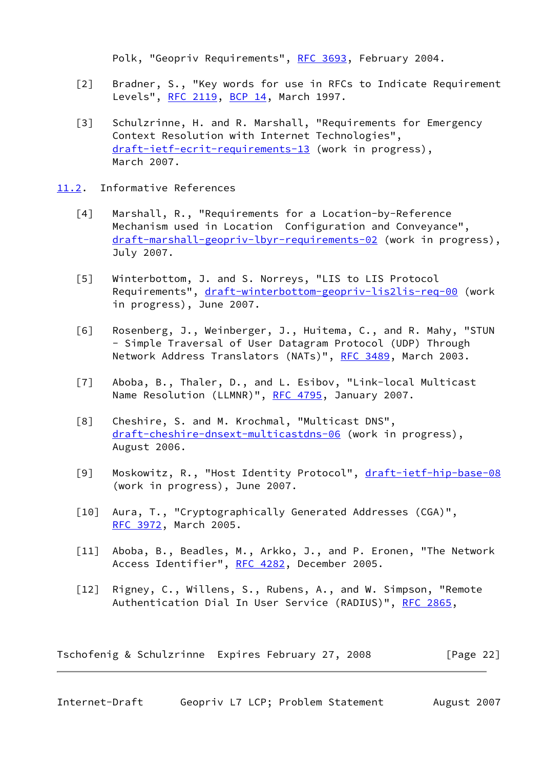Polk, "Geopriv Requirements", RFC 3693, February 2004.

[2] Bradner, S., "Key words for use in RFCs to Indicate Requirement Levels", RFC 2119, BCP 14, March 1997.

[3] Schulzrinne, H. and R. Marshall, "Requirements for Emergency Context Resolution with Internet Technologies", draft-ietf-ecrit-requirements-13 (work in progress), March 2007.

## 11.2. Informative References

[4] Marshall, R., "Requirements for a Location-by-Reference Mechanism used in Location Configuration and Conveyance", draft-marshall-geopriv-lbyr-requirements-02 (work in progress), July 2007.

[5] Winterbottom, J. and S. Norreys, "LIS to LIS Protocol Requirements", draft-winterbottom-geopriv-lis2lis-req-00 (work in progress), June 2007.

[6] Rosenberg, J., Weinberger, J., Huitema, C., and R. Mahy, "STUN - Simple Traversal of User Datagram Protocol (UDP) Through Network Address Translators (NATs)", RFC 3489, March 2003.

[7] Aboba, B., Thaler, D., and L. Esibov, "Link-local Multicast Name Resolution (LLMNR)", RFC 4795, January 2007.

[8] Cheshire, S. and M. Krochmal, "Multicast DNS", draft-cheshire-dnsext-multicastdns-06 (work in progress), August 2006.

[9] Moskowitz, R., "Host Identity Protocol", draft-ietf-hip-base-08 (work in progress), June 2007.

[10] Aura, T., "Cryptographically Generated Addresses (CGA)", RFC 3972, March 2005.

[11] Aboba, B., Beadles, M., Arkko, J., and P. Eronen, "The Network Access Identifier", RFC 4282, December 2005.

[12] Rigney, C., Willens, S., Rubens, A., and W. Simpson, "Remote Authentication Dial In User Service (RADIUS)", RFC 2865,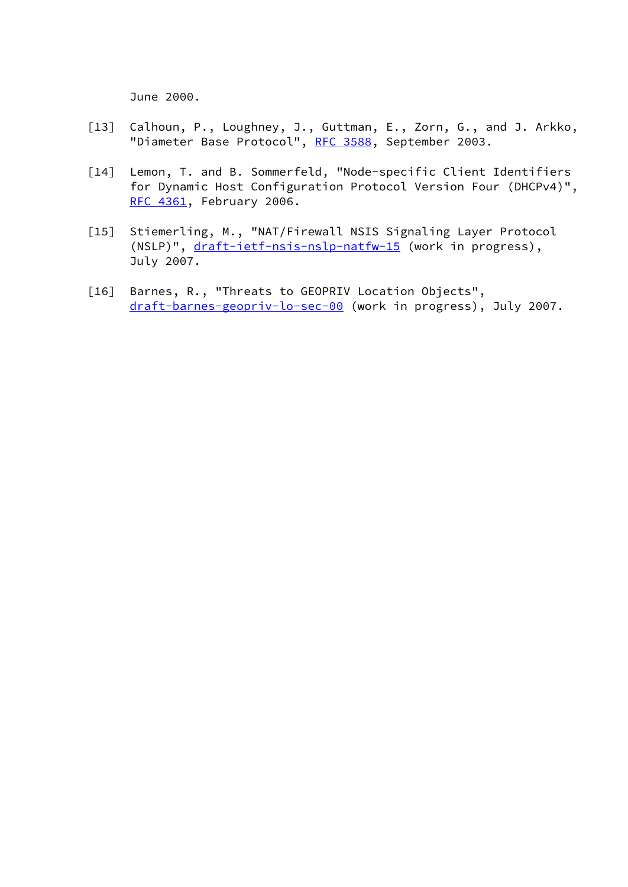June 2000.

[13] Calhoun, P., Loughney, J., Guttman, E., Zorn, G., and J. Arkko, "Diameter Base Protocol", RFC 3588, September 2003.

[14] Lemon, T. and B. Sommerfeld, "Node-specific Client Identifiers for Dynamic Host Configuration Protocol Version Four (DHCPv4)", RFC 4361, February 2006.

[15] Stiemerling, M., "NAT/Firewall NSIS Signaling Layer Protocol (NSLP)", draft-ietf-nsis-nslp-natfw-15 (work in progress), July 2007.

[16] Barnes, R., "Threats to GEOPRIV Location Objects", draft-barnes-geopriv-lo-sec-00 (work in progress), July 2007.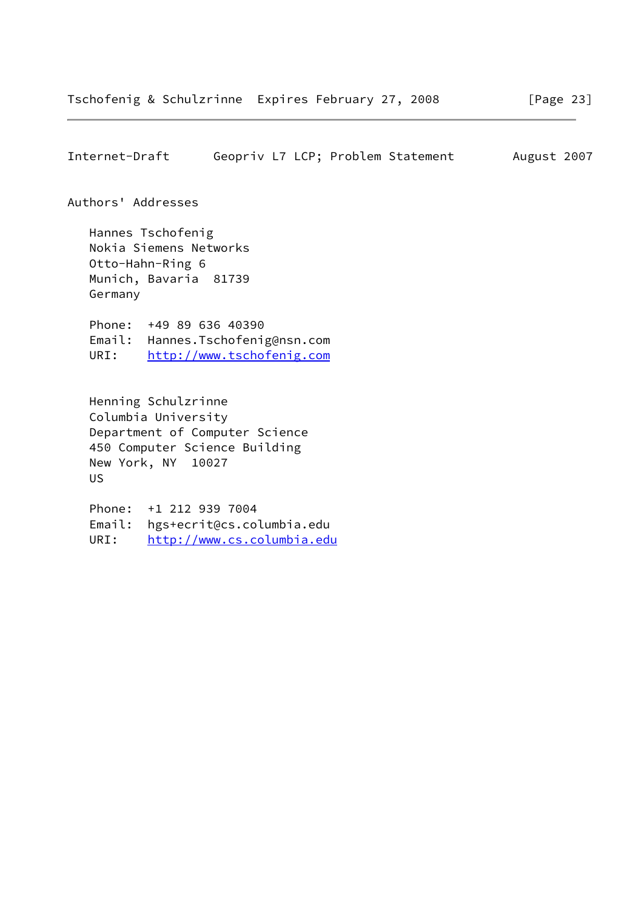## Authors' Addresses

Hannes Tschofenig
Nokia Siemens Networks
Otto-Hahn-Ring 6
Munich, Bavaria  81739
Germany

Phone:  +49 89 636 40390
Email:  Hannes.Tschofenig@nsn.com
URI:    http://www.tschofenig.com

Henning Schulzrinne
Columbia University
Department of Computer Science
450 Computer Science Building
New York, NY  10027
US

Phone:  +1 212 939 7004
Email:  hgs+ecrit@cs.columbia.edu
URI:    http://www.cs.columbia.edu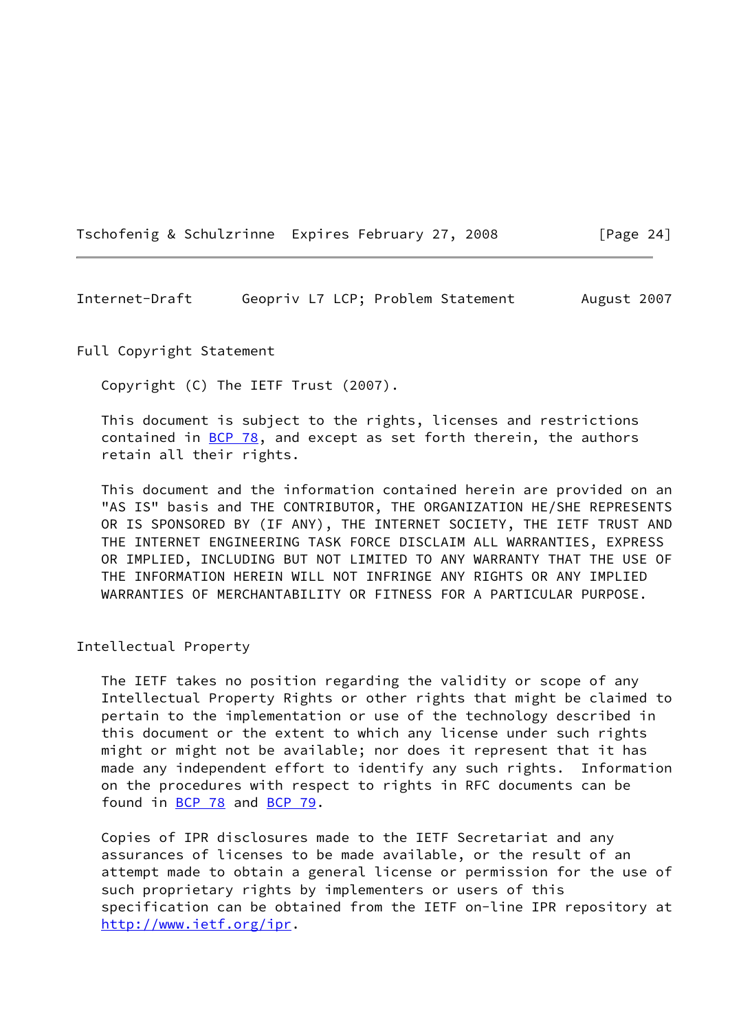## Full Copyright Statement

Copyright (C) The IETF Trust (2007).

This document is subject to the rights, licenses and restrictions contained in BCP 78, and except as set forth therein, the authors retain all their rights.

This document and the information contained herein are provided on an "AS IS" basis and THE CONTRIBUTOR, THE ORGANIZATION HE/SHE REPRESENTS OR IS SPONSORED BY (IF ANY), THE INTERNET SOCIETY, THE IETF TRUST AND THE INTERNET ENGINEERING TASK FORCE DISCLAIM ALL WARRANTIES, EXPRESS OR IMPLIED, INCLUDING BUT NOT LIMITED TO ANY WARRANTY THAT THE USE OF THE INFORMATION HEREIN WILL NOT INFRINGE ANY RIGHTS OR ANY IMPLIED WARRANTIES OF MERCHANTABILITY OR FITNESS FOR A PARTICULAR PURPOSE.

## Intellectual Property

The IETF takes no position regarding the validity or scope of any Intellectual Property Rights or other rights that might be claimed to pertain to the implementation or use of the technology described in this document or the extent to which any license under such rights might or might not be available; nor does it represent that it has made any independent effort to identify any such rights. Information on the procedures with respect to rights in RFC documents can be found in BCP 78 and BCP 79.

Copies of IPR disclosures made to the IETF Secretariat and any assurances of licenses to be made available, or the result of an attempt made to obtain a general license or permission for the use of such proprietary rights by implementers or users of this specification can be obtained from the IETF on-line IPR repository at http://www.ietf.org/ipr.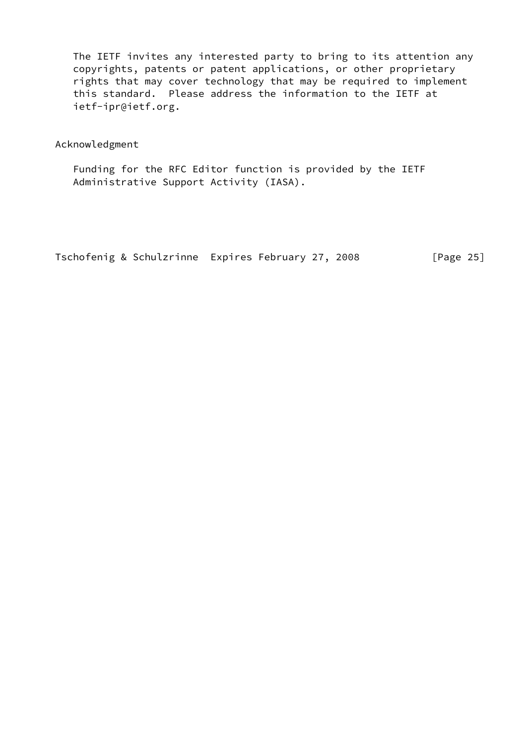The IETF invites any interested party to bring to its attention any copyrights, patents or patent applications, or other proprietary rights that may cover technology that may be required to implement this standard. Please address the information to the IETF at ietf-ipr@ietf.org.

## Acknowledgment

Funding for the RFC Editor function is provided by the IETF Administrative Support Activity (IASA).